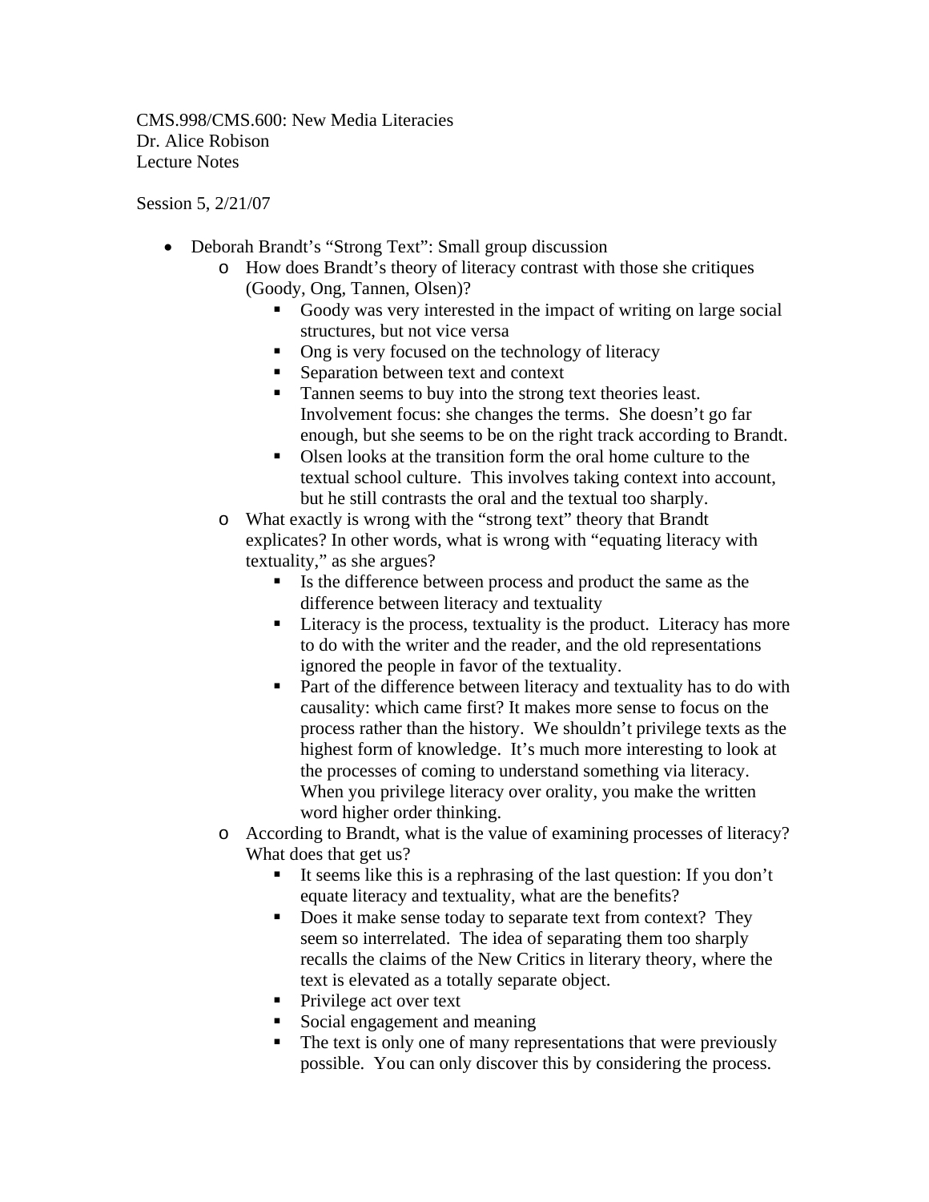CMS.998/CMS.600: New Media Literacies
Dr. Alice Robison
Lecture Notes

Session 5, 2/21/07

- Deborah Brandt's "Strong Text": Small group discussion
  - How does Brandt's theory of literacy contrast with those she critiques (Goody, Ong, Tannen, Olsen)?
    - Goody was very interested in the impact of writing on large social structures, but not vice versa
    - Ong is very focused on the technology of literacy
    - Separation between text and context
    - Tannen seems to buy into the strong text theories least. Involvement focus: she changes the terms. She doesn't go far enough, but she seems to be on the right track according to Brandt.
    - Olsen looks at the transition form the oral home culture to the textual school culture. This involves taking context into account, but he still contrasts the oral and the textual too sharply.
  - What exactly is wrong with the "strong text" theory that Brandt explicates? In other words, what is wrong with "equating literacy with textuality," as she argues?
    - Is the difference between process and product the same as the difference between literacy and textuality
    - Literacy is the process, textuality is the product. Literacy has more to do with the writer and the reader, and the old representations ignored the people in favor of the textuality.
    - Part of the difference between literacy and textuality has to do with causality: which came first? It makes more sense to focus on the process rather than the history. We shouldn't privilege texts as the highest form of knowledge. It's much more interesting to look at the processes of coming to understand something via literacy. When you privilege literacy over orality, you make the written word higher order thinking.
  - According to Brandt, what is the value of examining processes of literacy? What does that get us?
    - It seems like this is a rephrasing of the last question: If you don't equate literacy and textuality, what are the benefits?
    - Does it make sense today to separate text from context? They seem so interrelated. The idea of separating them too sharply recalls the claims of the New Critics in literary theory, where the text is elevated as a totally separate object.
    - Privilege act over text
    - Social engagement and meaning
    - The text is only one of many representations that were previously possible. You can only discover this by considering the process.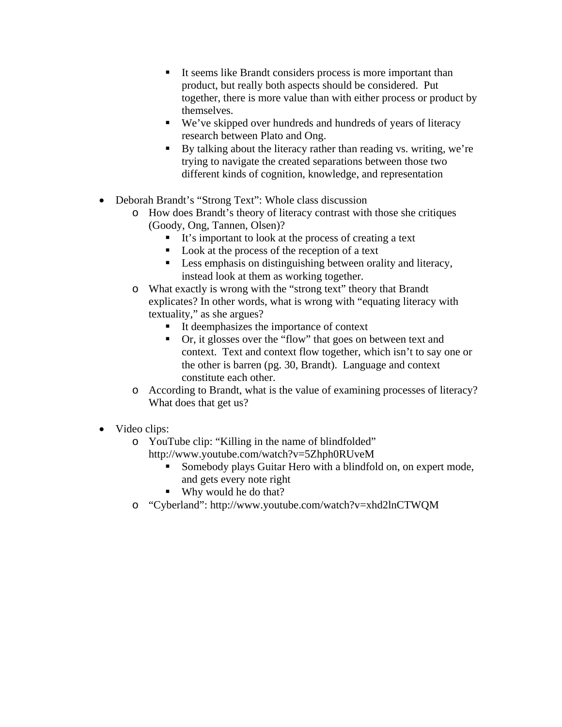- It seems like Brandt considers process is more important than product, but really both aspects should be considered. Put together, there is more value than with either process or product by themselves.
        - We've skipped over hundreds and hundreds of years of literacy research between Plato and Ong.
        - By talking about the literacy rather than reading vs. writing, we're trying to navigate the created separations between those two different kinds of cognition, knowledge, and representation

- Deborah Brandt's "Strong Text": Whole class discussion
    - How does Brandt's theory of literacy contrast with those she critiques (Goody, Ong, Tannen, Olsen)?
        - It's important to look at the process of creating a text
        - Look at the process of the reception of a text
        - Less emphasis on distinguishing between orality and literacy, instead look at them as working together.
    - What exactly is wrong with the "strong text" theory that Brandt explicates? In other words, what is wrong with "equating literacy with textuality," as she argues?
        - It deemphasizes the importance of context
        - Or, it glosses over the "flow" that goes on between text and context. Text and context flow together, which isn't to say one or the other is barren (pg. 30, Brandt). Language and context constitute each other.
    - According to Brandt, what is the value of examining processes of literacy? What does that get us?

- Video clips:
    - YouTube clip: "Killing in the name of blindfolded" http://www.youtube.com/watch?v=5Zhph0RUveM
        - Somebody plays Guitar Hero with a blindfold on, on expert mode, and gets every note right
        - Why would he do that?
    - "Cyberland": http://www.youtube.com/watch?v=xhd2lnCTWQM